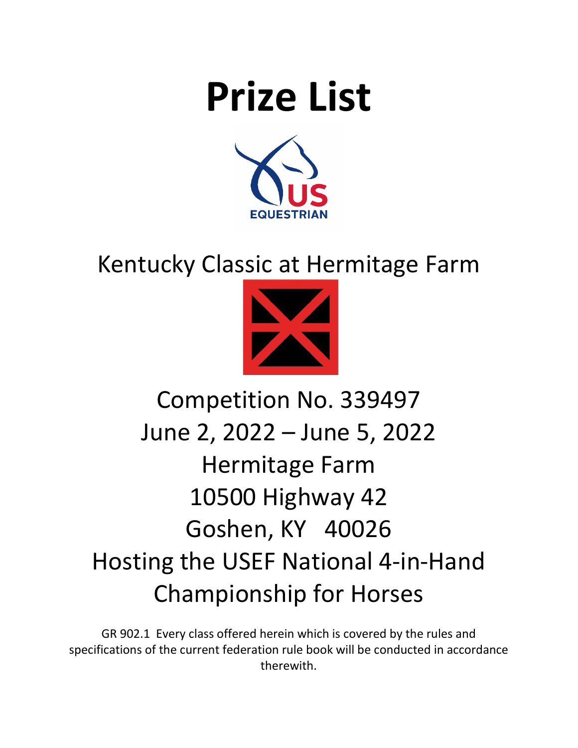# Prize List

Kentucky Classic at Hermitage Farm

Competition No. 339497

June 2, 2022 – June 5, 2022

Hermitage Farm

10500 Highway 42

Goshen, KY 40026

Hosting the USEF National 4-in-Hand Championship for Horses

GR 902.1 Every class offered herein which is covered by the rules and specifications of the current federation rule book will be conducted in accordance therewith.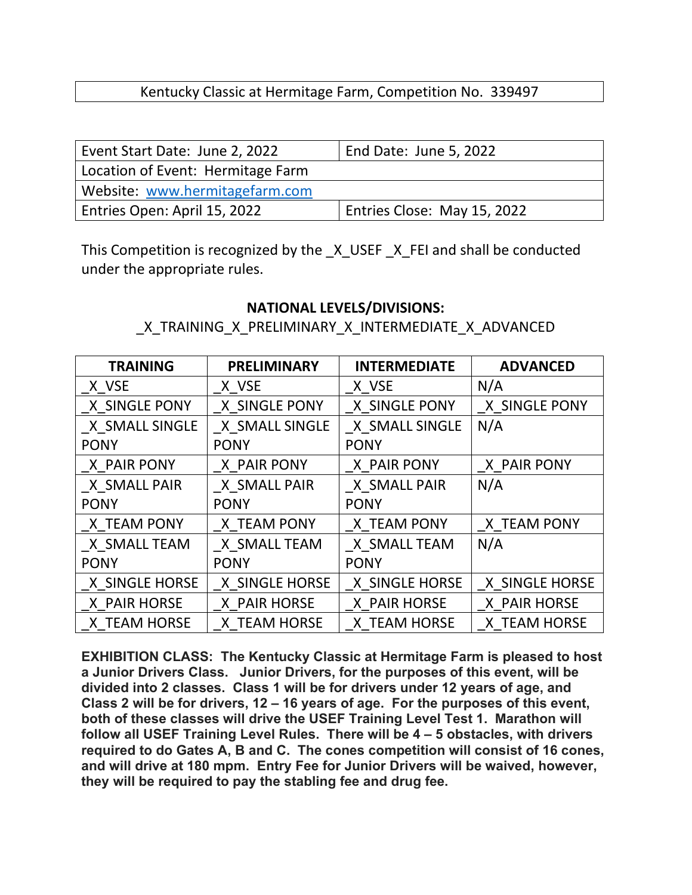| Kentucky Classic at Hermitage Farm, Competition No. 339497 |
|---|

| Event Start Date: June 2, 2022 | End Date: June 5, 2022 |
|---|---|
| Location of Event: Hermitage Farm | |
| Website: www.hermitagefarm.com | |
| Entries Open: April 15, 2022 | Entries Close: May 15, 2022 |

This Competition is recognized by the _X_USEF _X_FEI and shall be conducted under the appropriate rules.

**NATIONAL LEVELS/DIVISIONS:**

_X_TRAINING_X_PRELIMINARY_X_INTERMEDIATE_X_ADVANCED

| TRAINING | PRELIMINARY | INTERMEDIATE | ADVANCED |
|---|---|---|---|
| _X_VSE | _X_VSE | _X_VSE | N/A |
| _X_SINGLE PONY | _X_SINGLE PONY | _X_SINGLE PONY | _X_SINGLE PONY |
| _X_SMALL SINGLE PONY | _X_SMALL SINGLE PONY | _X_SMALL SINGLE PONY | N/A |
| _X_PAIR PONY | _X_PAIR PONY | _X_PAIR PONY | _X_PAIR PONY |
| _X_SMALL PAIR PONY | _X_SMALL PAIR PONY | _X_SMALL PAIR PONY | N/A |
| _X_TEAM PONY | _X_TEAM PONY | _X_TEAM PONY | _X_TEAM PONY |
| _X_SMALL TEAM PONY | _X_SMALL TEAM PONY | _X_SMALL TEAM PONY | N/A |
| _X_SINGLE HORSE | _X_SINGLE HORSE | _X_SINGLE HORSE | _X_SINGLE HORSE |
| _X_PAIR HORSE | _X_PAIR HORSE | _X_PAIR HORSE | _X_PAIR HORSE |
| _X_TEAM HORSE | _X_TEAM HORSE | _X_TEAM HORSE | _X_TEAM HORSE |

**EXHIBITION CLASS: The Kentucky Classic at Hermitage Farm is pleased to host a Junior Drivers Class. Junior Drivers, for the purposes of this event, will be divided into 2 classes. Class 1 will be for drivers under 12 years of age, and Class 2 will be for drivers, 12 – 16 years of age. For the purposes of this event, both of these classes will drive the USEF Training Level Test 1. Marathon will follow all USEF Training Level Rules. There will be 4 – 5 obstacles, with drivers required to do Gates A, B and C. The cones competition will consist of 16 cones, and will drive at 180 mpm. Entry Fee for Junior Drivers will be waived, however, they will be required to pay the stabling fee and drug fee.**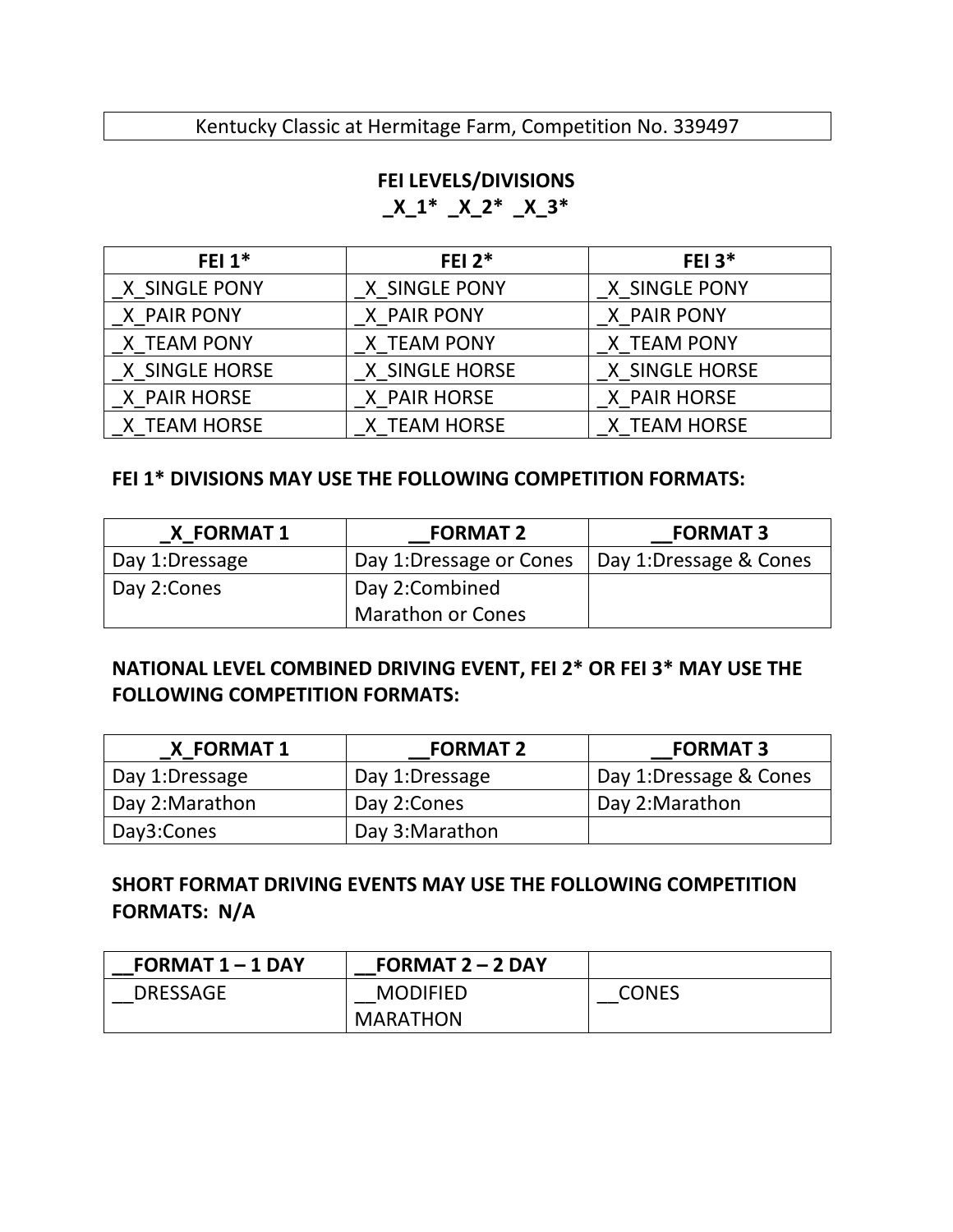| Kentucky Classic at Hermitage Farm, Competition No. 339497 |
|---|

## FEI LEVELS/DIVISIONS

**_X_1* _X_2* _X_3***

| FEI 1* | FEI 2* | FEI 3* |
|---|---|---|
| _X_SINGLE PONY | _X_SINGLE PONY | _X_SINGLE PONY |
| _X_PAIR PONY | _X_PAIR PONY | _X_PAIR PONY |
| _X_TEAM PONY | _X_TEAM PONY | _X_TEAM PONY |
| _X_SINGLE HORSE | _X_SINGLE HORSE | _X_SINGLE HORSE |
| _X_PAIR HORSE | _X_PAIR HORSE | _X_PAIR HORSE |
| _X_TEAM HORSE | _X_TEAM HORSE | _X_TEAM HORSE |

**FEI 1* DIVISIONS MAY USE THE FOLLOWING COMPETITION FORMATS:**

| _X_FORMAT 1 | __FORMAT 2 | __FORMAT 3 |
|---|---|---|
| Day 1:Dressage | Day 1:Dressage or Cones | Day 1:Dressage & Cones |
| Day 2:Cones | Day 2:Combined Marathon or Cones | |

**NATIONAL LEVEL COMBINED DRIVING EVENT, FEI 2* OR FEI 3* MAY USE THE FOLLOWING COMPETITION FORMATS:**

| _X_FORMAT 1 | __FORMAT 2 | __FORMAT 3 |
|---|---|---|
| Day 1:Dressage | Day 1:Dressage | Day 1:Dressage & Cones |
| Day 2:Marathon | Day 2:Cones | Day 2:Marathon |
| Day3:Cones | Day 3:Marathon | |

**SHORT FORMAT DRIVING EVENTS MAY USE THE FOLLOWING COMPETITION FORMATS: N/A**

| __FORMAT 1 – 1 DAY | __FORMAT 2 – 2 DAY | |
|---|---|---|
| __DRESSAGE | __MODIFIED MARATHON | __CONES |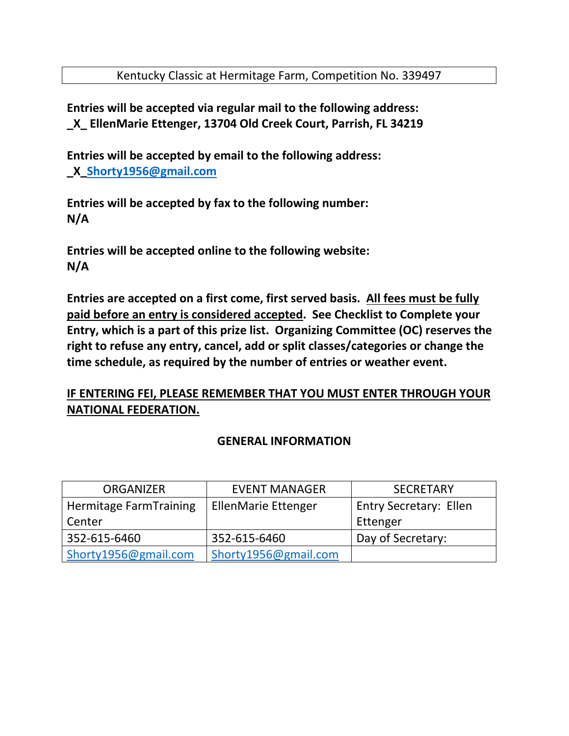| Kentucky Classic at Hermitage Farm, Competition No. 339497 |
|---|

**Entries will be accepted via regular mail to the following address:**
**_X_ EllenMarie Ettenger, 13704 Old Creek Court, Parrish, FL 34219**

**Entries will be accepted by email to the following address:**
**_X_ Shorty1956@gmail.com**

**Entries will be accepted by fax to the following number:**
**N/A**

**Entries will be accepted online to the following website:**
**N/A**

**Entries are accepted on a first come, first served basis. All fees must be fully paid before an entry is considered accepted. See Checklist to Complete your Entry, which is a part of this prize list. Organizing Committee (OC) reserves the right to refuse any entry, cancel, add or split classes/categories or change the time schedule, as required by the number of entries or weather event.**

**IF ENTERING FEI, PLEASE REMEMBER THAT YOU MUST ENTER THROUGH YOUR NATIONAL FEDERATION.**

## GENERAL INFORMATION

| ORGANIZER | EVENT MANAGER | SECRETARY |
|---|---|---|
| Hermitage FarmTraining Center | EllenMarie Ettenger | Entry Secretary: Ellen Ettenger |
| 352-615-6460 | 352-615-6460 | Day of Secretary: |
| Shorty1956@gmail.com | Shorty1956@gmail.com | |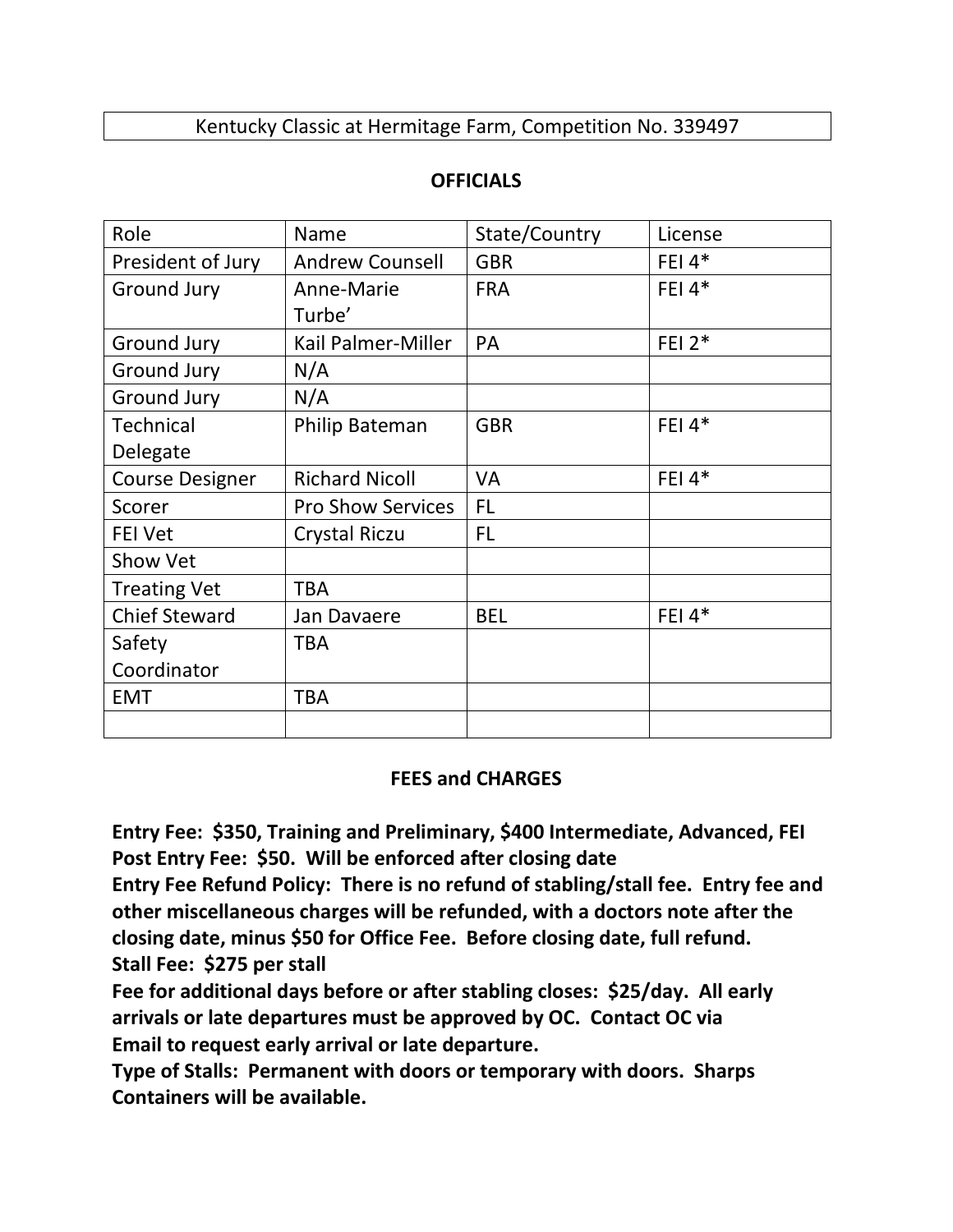Kentucky Classic at Hermitage Farm, Competition No. 339497

## OFFICIALS

| Role | Name | State/Country | License |
|---|---|---|---|
| President of Jury | Andrew Counsell | GBR | FEI 4* |
| Ground Jury | Anne-Marie Turbe' | FRA | FEI 4* |
| Ground Jury | Kail Palmer-Miller | PA | FEI 2* |
| Ground Jury | N/A | | |
| Ground Jury | N/A | | |
| Technical Delegate | Philip Bateman | GBR | FEI 4* |
| Course Designer | Richard Nicoll | VA | FEI 4* |
| Scorer | Pro Show Services | FL | |
| FEI Vet | Crystal Riczu | FL | |
| Show Vet | | | |
| Treating Vet | TBA | | |
| Chief Steward | Jan Davaere | BEL | FEI 4* |
| Safety Coordinator | TBA | | |
| EMT | TBA | | |
| | | | |

## FEES and CHARGES

**Entry Fee: $350, Training and Preliminary, $400 Intermediate, Advanced, FEI**
**Post Entry Fee: $50. Will be enforced after closing date**
**Entry Fee Refund Policy: There is no refund of stabling/stall fee. Entry fee and other miscellaneous charges will be refunded, with a doctors note after the closing date, minus $50 for Office Fee. Before closing date, full refund.**
**Stall Fee: $275 per stall**
**Fee for additional days before or after stabling closes: $25/day. All early arrivals or late departures must be approved by OC. Contact OC via Email to request early arrival or late departure.**
**Type of Stalls: Permanent with doors or temporary with doors. Sharps Containers will be available.**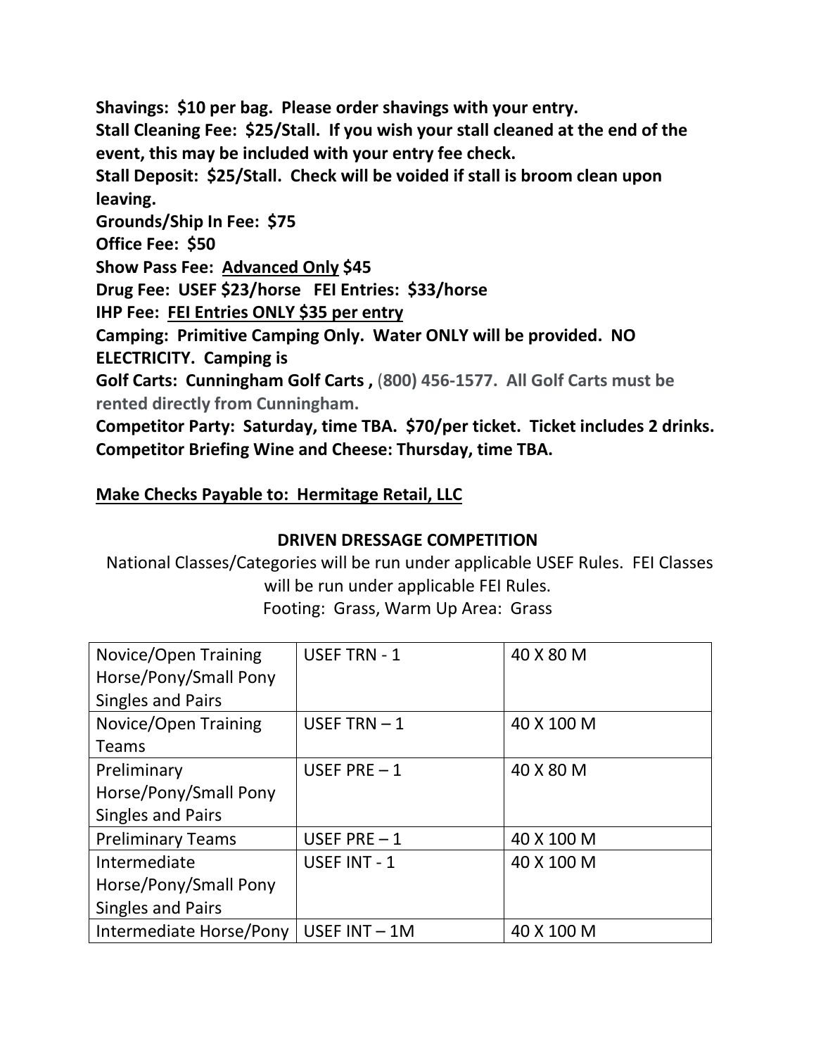**Shavings: $10 per bag. Please order shavings with your entry.**
**Stall Cleaning Fee: $25/Stall. If you wish your stall cleaned at the end of the event, this may be included with your entry fee check.**
**Stall Deposit: $25/Stall. Check will be voided if stall is broom clean upon leaving.**
**Grounds/Ship In Fee: $75**
**Office Fee: $50**
**Show Pass Fee: <u>Advanced Only</u> $45**
**Drug Fee: USEF $23/horse FEI Entries: $33/horse**
**IHP Fee: <u>FEI Entries ONLY $35 per entry</u>**
**Camping: Primitive Camping Only. Water ONLY will be provided. NO ELECTRICITY. Camping is**
**Golf Carts: Cunningham Golf Carts , (800) 456-1577. All Golf Carts must be rented directly from Cunningham.**
**Competitor Party: Saturday, time TBA. $70/per ticket. Ticket includes 2 drinks.**
**Competitor Briefing Wine and Cheese: Thursday, time TBA.**

**<u>Make Checks Payable to: Hermitage Retail, LLC</u>**

## DRIVEN DRESSAGE COMPETITION

National Classes/Categories will be run under applicable USEF Rules. FEI Classes will be run under applicable FEI Rules.
Footing: Grass, Warm Up Area: Grass

| | | |
|---|---|---|
| Novice/Open Training Horse/Pony/Small Pony Singles and Pairs | USEF TRN - 1 | 40 X 80 M |
| Novice/Open Training Teams | USEF TRN – 1 | 40 X 100 M |
| Preliminary Horse/Pony/Small Pony Singles and Pairs | USEF PRE – 1 | 40 X 80 M |
| Preliminary Teams | USEF PRE – 1 | 40 X 100 M |
| Intermediate Horse/Pony/Small Pony Singles and Pairs | USEF INT - 1 | 40 X 100 M |
| Intermediate Horse/Pony | USEF INT – 1M | 40 X 100 M |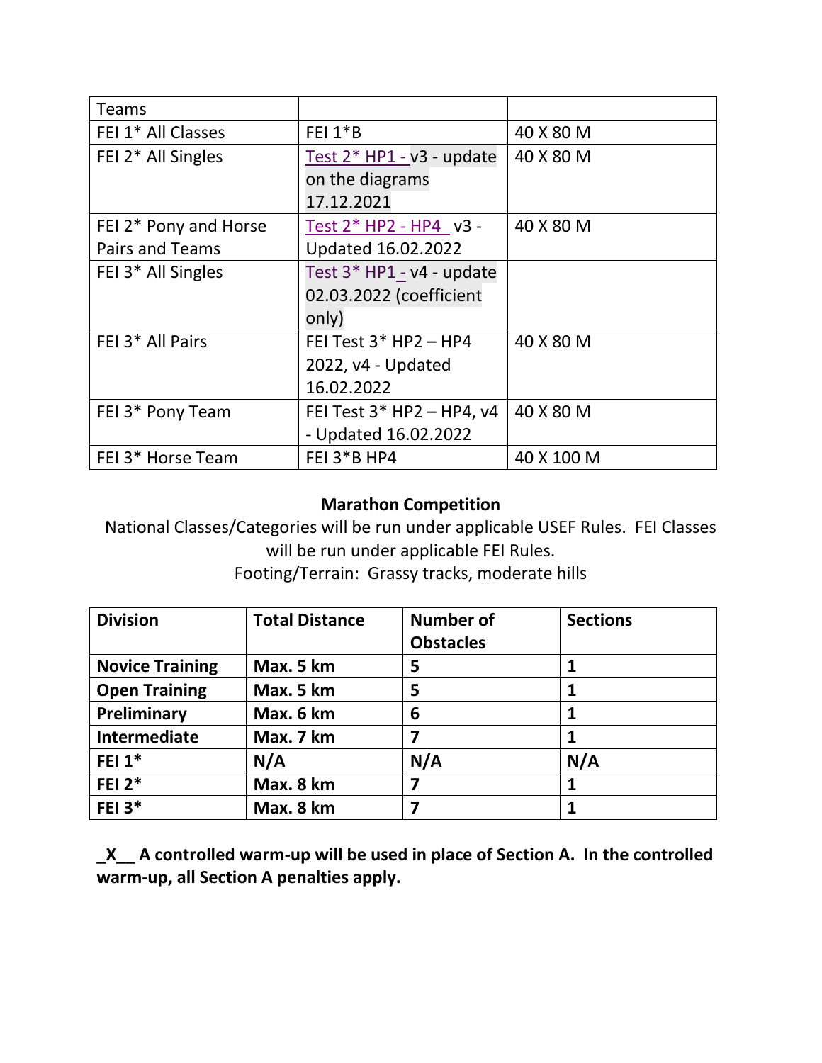| Teams | | |
|---|---|---|
| FEI 1* All Classes | FEI 1*B | 40 X 80 M |
| FEI 2* All Singles | Test 2* HP1 - v3 - update on the diagrams 17.12.2021 | 40 X 80 M |
| FEI 2* Pony and Horse Pairs and Teams | Test 2* HP2 - HP4  v3 - Updated 16.02.2022 | 40 X 80 M |
| FEI 3* All Singles | Test 3* HP1 - v4 - update 02.03.2022 (coefficient only) | |
| FEI 3* All Pairs | FEI Test 3* HP2 – HP4 2022, v4 - Updated 16.02.2022 | 40 X 80 M |
| FEI 3* Pony Team | FEI Test 3* HP2 – HP4, v4 - Updated 16.02.2022 | 40 X 80 M |
| FEI 3* Horse Team | FEI 3*B HP4 | 40 X 100 M |

**Marathon Competition**

National Classes/Categories will be run under applicable USEF Rules. FEI Classes will be run under applicable FEI Rules.

Footing/Terrain: Grassy tracks, moderate hills

| Division | Total Distance | Number of Obstacles | Sections |
|---|---|---|---|
| **Novice Training** | **Max. 5 km** | **5** | **1** |
| **Open Training** | **Max. 5 km** | **5** | **1** |
| **Preliminary** | **Max. 6 km** | **6** | **1** |
| **Intermediate** | **Max. 7 km** | **7** | **1** |
| **FEI 1*** | **N/A** | **N/A** | **N/A** |
| **FEI 2*** | **Max. 8 km** | **7** | **1** |
| **FEI 3*** | **Max. 8 km** | **7** | **1** |

**_X__ A controlled warm-up will be used in place of Section A. In the controlled warm-up, all Section A penalties apply.**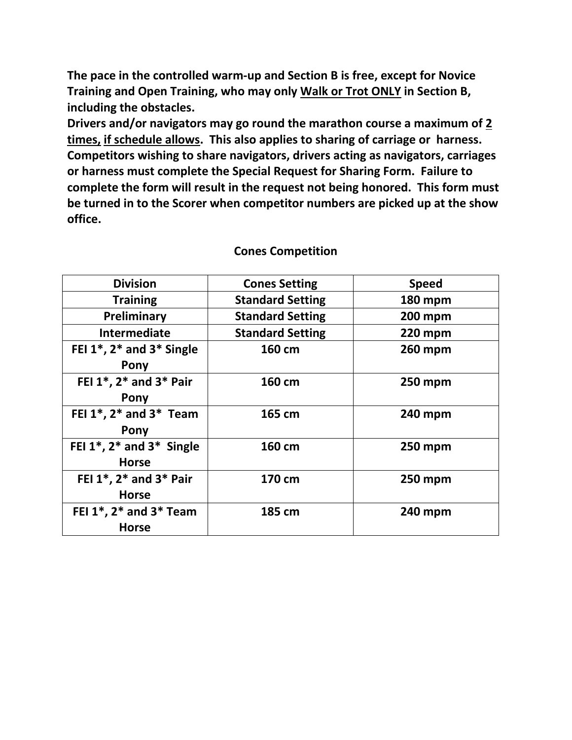**The pace in the controlled warm-up and Section B is free, except for Novice Training and Open Training, who may only Walk or Trot ONLY in Section B, including the obstacles.**

**Drivers and/or navigators may go round the marathon course a maximum of 2 times, if schedule allows. This also applies to sharing of carriage or harness. Competitors wishing to share navigators, drivers acting as navigators, carriages or harness must complete the Special Request for Sharing Form. Failure to complete the form will result in the request not being honored. This form must be turned in to the Scorer when competitor numbers are picked up at the show office.**

**Cones Competition**

| Division | Cones Setting | Speed |
|---|---|---|
| Training | Standard Setting | 180 mpm |
| Preliminary | Standard Setting | 200 mpm |
| Intermediate | Standard Setting | 220 mpm |
| FEI 1*, 2* and 3* Single Pony | 160 cm | 260 mpm |
| FEI 1*, 2* and 3* Pair Pony | 160 cm | 250 mpm |
| FEI 1*, 2* and 3* Team Pony | 165 cm | 240 mpm |
| FEI 1*, 2* and 3* Single Horse | 160 cm | 250 mpm |
| FEI 1*, 2* and 3* Pair Horse | 170 cm | 250 mpm |
| FEI 1*, 2* and 3* Team Horse | 185 cm | 240 mpm |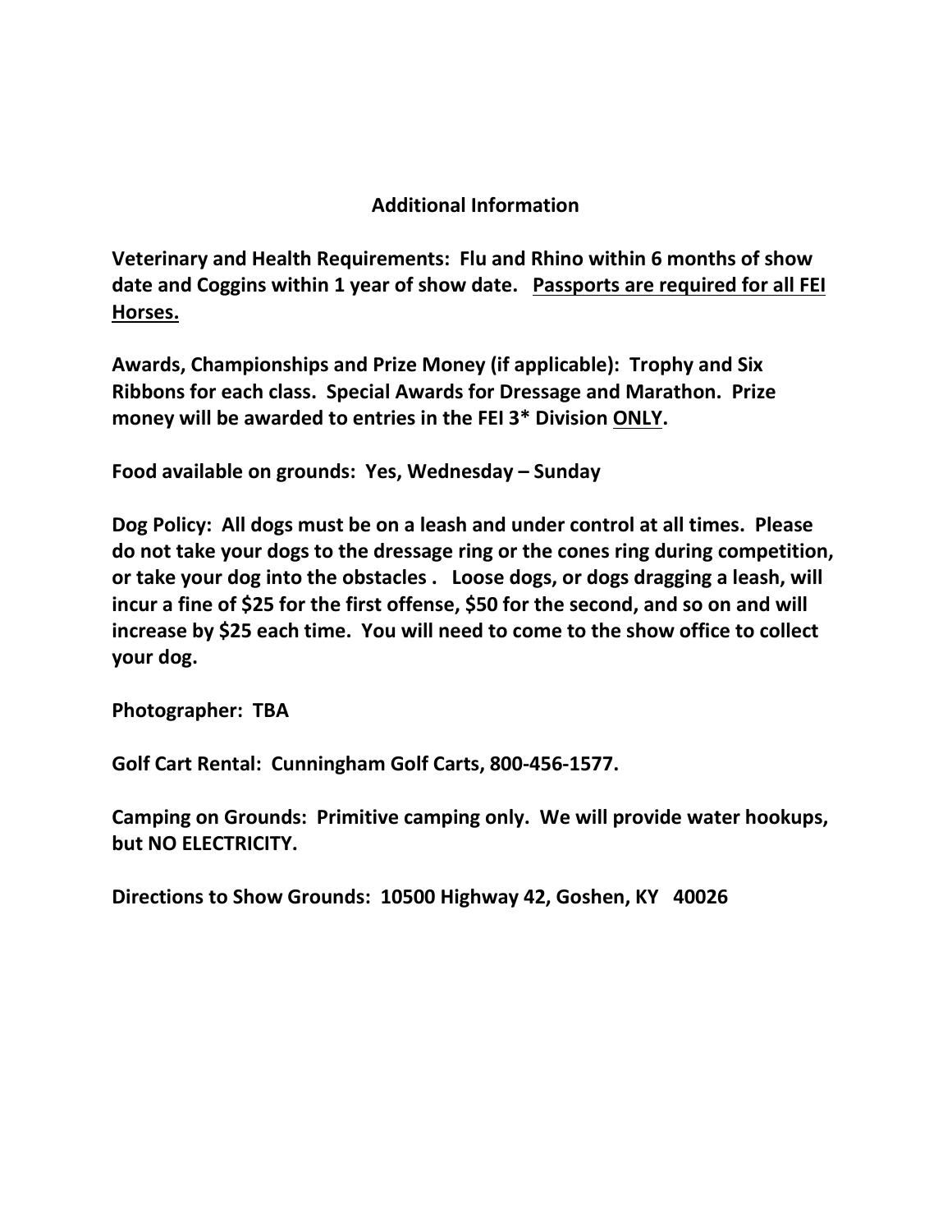## Additional Information

**Veterinary and Health Requirements: Flu and Rhino within 6 months of show date and Coggins within 1 year of show date. <u>Passports are required for all FEI Horses.</u>**

**Awards, Championships and Prize Money (if applicable): Trophy and Six Ribbons for each class. Special Awards for Dressage and Marathon. Prize money will be awarded to entries in the FEI 3* Division <u>ONLY</u>.**

**Food available on grounds: Yes, Wednesday – Sunday**

**Dog Policy: All dogs must be on a leash and under control at all times. Please do not take your dogs to the dressage ring or the cones ring during competition, or take your dog into the obstacles . Loose dogs, or dogs dragging a leash, will incur a fine of $25 for the first offense, $50 for the second, and so on and will increase by $25 each time. You will need to come to the show office to collect your dog.**

**Photographer: TBA**

**Golf Cart Rental: Cunningham Golf Carts, 800-456-1577.**

**Camping on Grounds: Primitive camping only. We will provide water hookups, but NO ELECTRICITY.**

**Directions to Show Grounds: 10500 Highway 42, Goshen, KY 40026**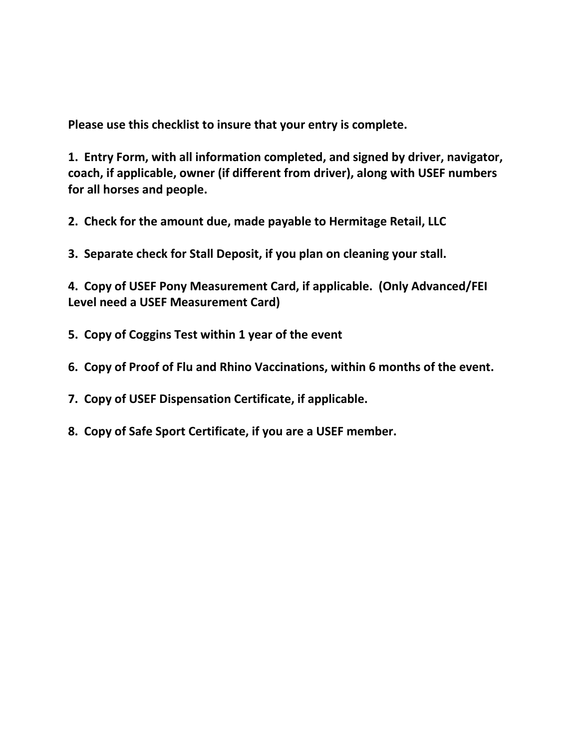**Please use this checklist to insure that your entry is complete.**

**1. Entry Form, with all information completed, and signed by driver, navigator, coach, if applicable, owner (if different from driver), along with USEF numbers for all horses and people.**

**2. Check for the amount due, made payable to Hermitage Retail, LLC**

**3. Separate check for Stall Deposit, if you plan on cleaning your stall.**

**4. Copy of USEF Pony Measurement Card, if applicable. (Only Advanced/FEI Level need a USEF Measurement Card)**

**5. Copy of Coggins Test within 1 year of the event**

**6. Copy of Proof of Flu and Rhino Vaccinations, within 6 months of the event.**

**7. Copy of USEF Dispensation Certificate, if applicable.**

**8. Copy of Safe Sport Certificate, if you are a USEF member.**